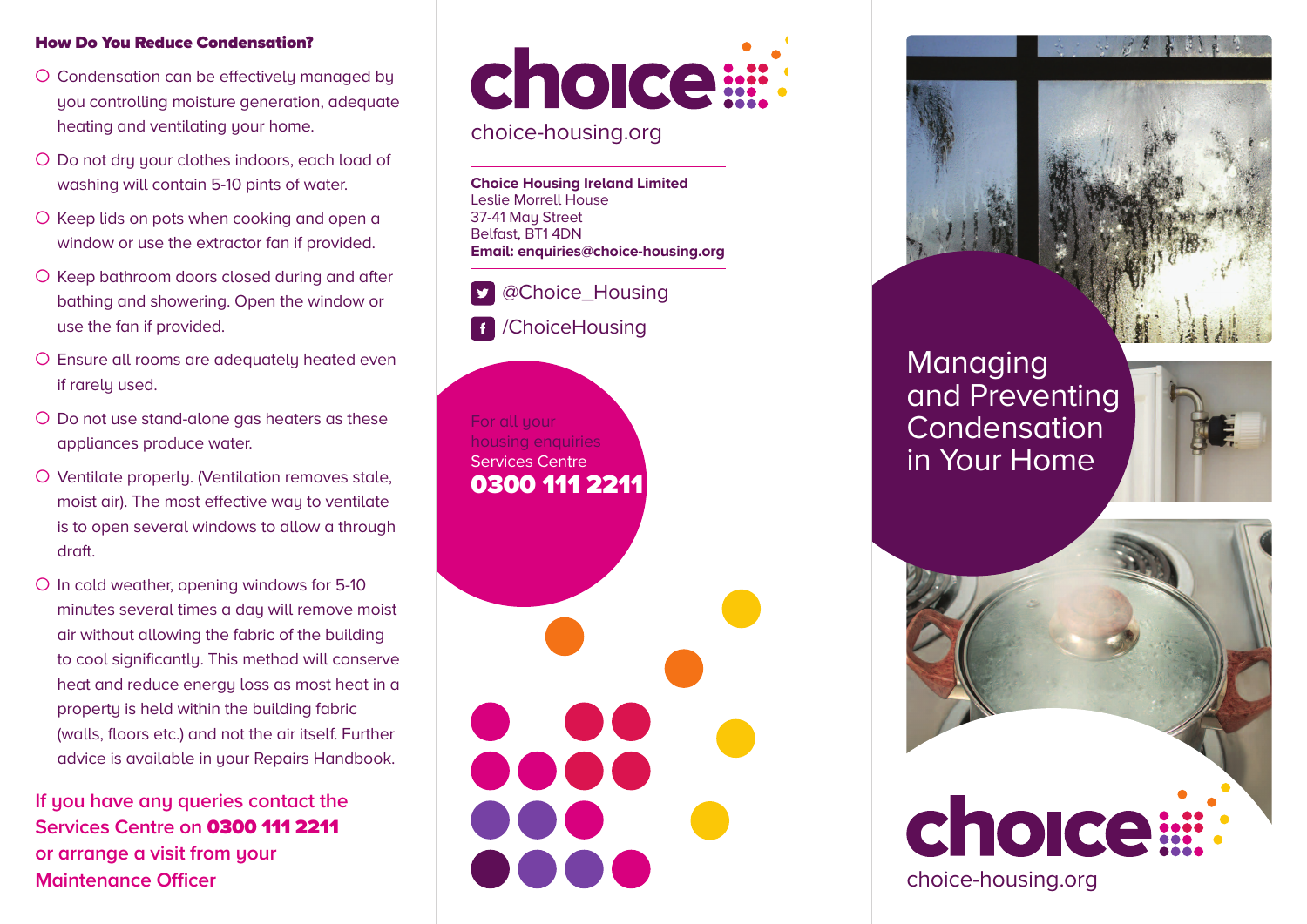## How Do You Reduce Condensation?

- Condensation can be effectively managed by you controlling moisture generation, adequate heating and ventilating your home.
- Do not dry your clothes indoors, each load of washing will contain 5-10 pints of water.
- Keep lids on pots when cooking and open a window or use the extractor fan if provided.
- Keep bathroom doors closed during and after bathing and showering. Open the window or use the fan if provided.
- Ensure all rooms are adequately heated even if rarely used.
- Do not use stand-alone gas heaters as these appliances produce water.
- Ventilate properly. (Ventilation removes stale, moist air). The most effective way to ventilate is to open several windows to allow a through draft.
- In cold weather, opening windows for 5-10 minutes several times a day will remove moist air without allowing the fabric of the building to cool significantly. This method will conserve heat and reduce energy loss as most heat in a property is held within the building fabric (walls, floors etc.) and not the air itself. Further advice is available in your Repairs Handbook.

**If you have any queries contact the Services Centre on 0300 111 2211 or arrange a visit from your Maintenance Officer**

choice

choice-housing.org

**Choice Housing Ireland Limited**
Leslie Morrell House
37-41 May Street
Belfast, BT1 4DN
**Email: enquiries@choice-housing.org**

@Choice_Housing

/ChoiceHousing

For all your housing enquiries
Services Centre
**0300 111 2211**

# Managing and Preventing Condensation in Your Home

choice

choice-housing.org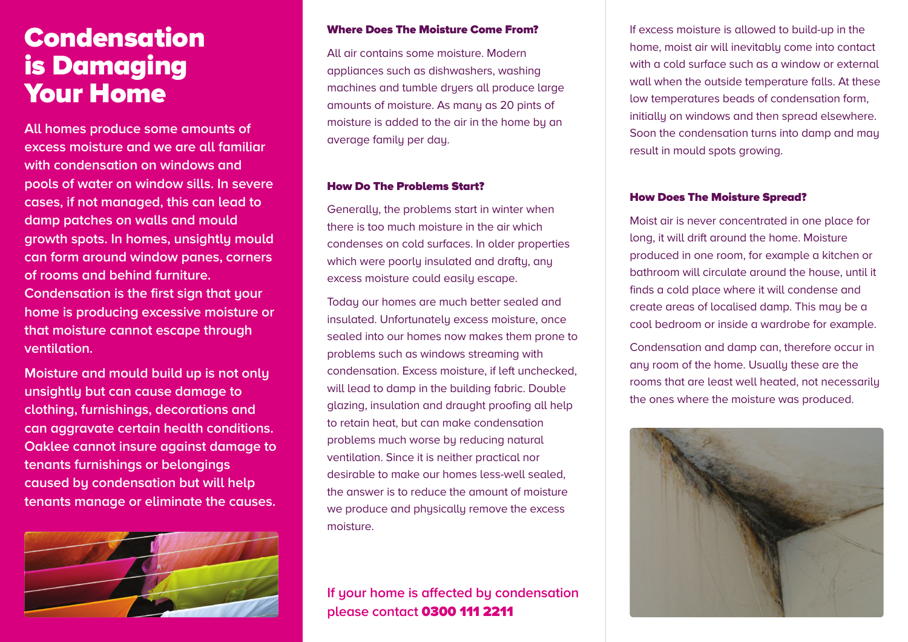# Condensation is Damaging Your Home

**All homes produce some amounts of excess moisture and we are all familiar with condensation on windows and pools of water on window sills. In severe cases, if not managed, this can lead to damp patches on walls and mould growth spots. In homes, unsightly mould can form around window panes, corners of rooms and behind furniture. Condensation is the first sign that your home is producing excessive moisture or that moisture cannot escape through ventilation.**

**Moisture and mould build up is not only unsightly but can cause damage to clothing, furnishings, decorations and can aggravate certain health conditions. Oaklee cannot insure against damage to tenants furnishings or belongings caused by condensation but will help tenants manage or eliminate the causes.**

### Where Does The Moisture Come From?

All air contains some moisture. Modern appliances such as dishwashers, washing machines and tumble dryers all produce large amounts of moisture. As many as 20 pints of moisture is added to the air in the home by an average family per day.

### How Do The Problems Start?

Generally, the problems start in winter when there is too much moisture in the air which condenses on cold surfaces. In older properties which were poorly insulated and drafty, any excess moisture could easily escape.

Today our homes are much better sealed and insulated. Unfortunately excess moisture, once sealed into our homes now makes them prone to problems such as windows streaming with condensation. Excess moisture, if left unchecked, will lead to damp in the building fabric. Double glazing, insulation and draught proofing all help to retain heat, but can make condensation problems much worse by reducing natural ventilation. Since it is neither practical nor desirable to make our homes less-well sealed, the answer is to reduce the amount of moisture we produce and physically remove the excess moisture.

If your home is affected by condensation please contact **0300 111 2211**

If excess moisture is allowed to build-up in the home, moist air will inevitably come into contact with a cold surface such as a window or external wall when the outside temperature falls. At these low temperatures beads of condensation form, initially on windows and then spread elsewhere. Soon the condensation turns into damp and may result in mould spots growing.

### How Does The Moisture Spread?

Moist air is never concentrated in one place for long, it will drift around the home. Moisture produced in one room, for example a kitchen or bathroom will circulate around the house, until it finds a cold place where it will condense and create areas of localised damp. This may be a cool bedroom or inside a wardrobe for example.

Condensation and damp can, therefore occur in any room of the home. Usually these are the rooms that are least well heated, not necessarily the ones where the moisture was produced.